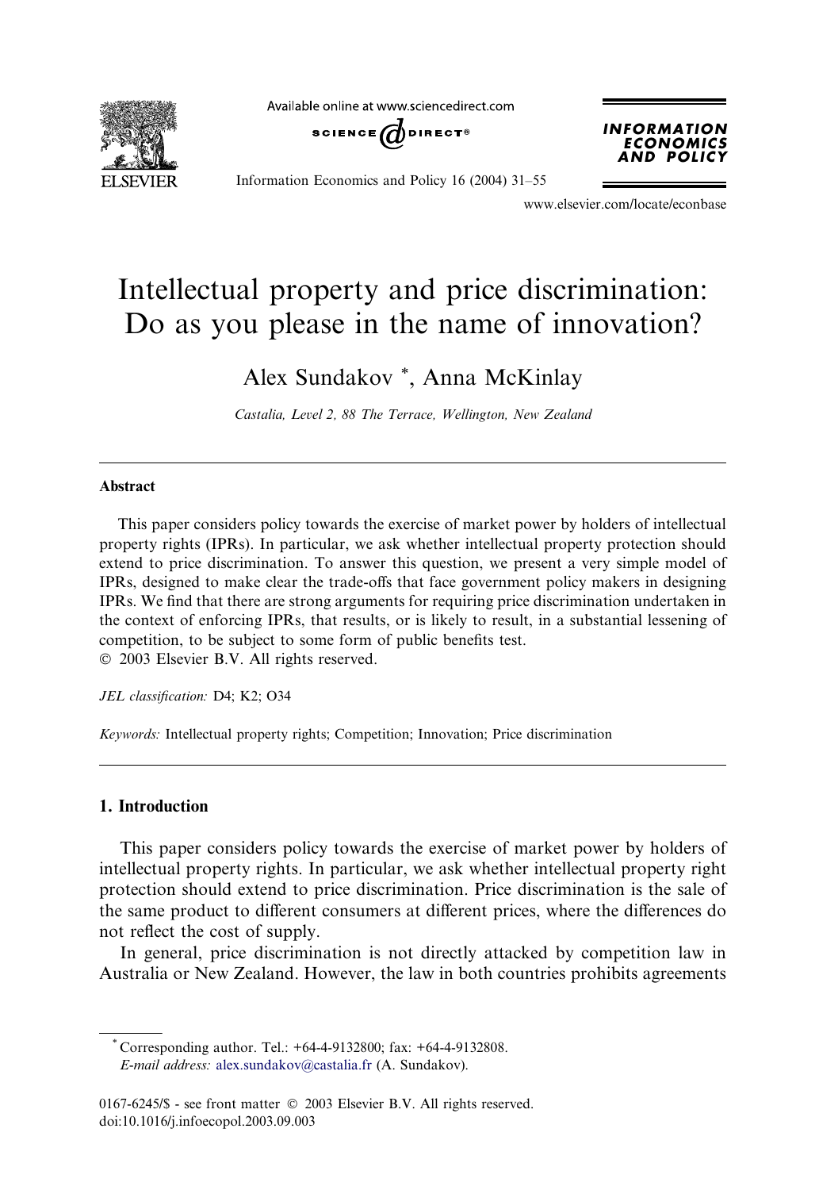# Intellectual property and price discrimination: Do as you please in the name of innovation?

Alex Sundakov *, Anna McKinlay

*Castalia, Level 2, 88 The Terrace, Wellington, New Zealand*

---

## Abstract

This paper considers policy towards the exercise of market power by holders of intellectual property rights (IPRs). In particular, we ask whether intellectual property protection should extend to price discrimination. To answer this question, we present a very simple model of IPRs, designed to make clear the trade-offs that face government policy makers in designing IPRs. We find that there are strong arguments for requiring price discrimination undertaken in the context of enforcing IPRs, that results, or is likely to result, in a substantial lessening of competition, to be subject to some form of public benefits test.

© 2003 Elsevier B.V. All rights reserved.

*JEL classification:* D4; K2; O34

*Keywords:* Intellectual property rights; Competition; Innovation; Price discrimination

---

## 1. Introduction

This paper considers policy towards the exercise of market power by holders of intellectual property rights. In particular, we ask whether intellectual property right protection should extend to price discrimination. Price discrimination is the sale of the same product to different consumers at different prices, where the differences do not reflect the cost of supply.

In general, price discrimination is not directly attacked by competition law in Australia or New Zealand. However, the law in both countries prohibits agreements

---

* Corresponding author. Tel.: +64-4-9132800; fax: +64-4-9132808.
*E-mail address:* alex.sundakov@castalia.fr (A. Sundakov).

0167-6245/$ - see front matter © 2003 Elsevier B.V. All rights reserved.
doi:10.1016/j.infoecopol.2003.09.003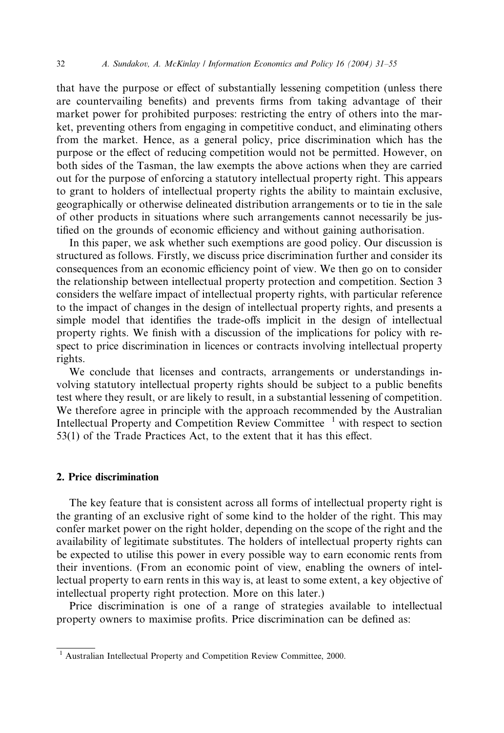that have the purpose or effect of substantially lessening competition (unless there are countervailing benefits) and prevents firms from taking advantage of their market power for prohibited purposes: restricting the entry of others into the market, preventing others from engaging in competitive conduct, and eliminating others from the market. Hence, as a general policy, price discrimination which has the purpose or the effect of reducing competition would not be permitted. However, on both sides of the Tasman, the law exempts the above actions when they are carried out for the purpose of enforcing a statutory intellectual property right. This appears to grant to holders of intellectual property rights the ability to maintain exclusive, geographically or otherwise delineated distribution arrangements or to tie in the sale of other products in situations where such arrangements cannot necessarily be justified on the grounds of economic efficiency and without gaining authorisation.

In this paper, we ask whether such exemptions are good policy. Our discussion is structured as follows. Firstly, we discuss price discrimination further and consider its consequences from an economic efficiency point of view. We then go on to consider the relationship between intellectual property protection and competition. Section 3 considers the welfare impact of intellectual property rights, with particular reference to the impact of changes in the design of intellectual property rights, and presents a simple model that identifies the trade-offs implicit in the design of intellectual property rights. We finish with a discussion of the implications for policy with respect to price discrimination in licences or contracts involving intellectual property rights.

We conclude that licenses and contracts, arrangements or understandings involving statutory intellectual property rights should be subject to a public benefits test where they result, or are likely to result, in a substantial lessening of competition. We therefore agree in principle with the approach recommended by the Australian Intellectual Property and Competition Review Committee [1] with respect to section 53(1) of the Trade Practices Act, to the extent that it has this effect.

## 2. Price discrimination

The key feature that is consistent across all forms of intellectual property right is the granting of an exclusive right of some kind to the holder of the right. This may confer market power on the right holder, depending on the scope of the right and the availability of legitimate substitutes. The holders of intellectual property rights can be expected to utilise this power in every possible way to earn economic rents from their inventions. (From an economic point of view, enabling the owners of intellectual property to earn rents in this way is, at least to some extent, a key objective of intellectual property right protection. More on this later.)

Price discrimination is one of a range of strategies available to intellectual property owners to maximise profits. Price discrimination can be defined as:

---

[1] Australian Intellectual Property and Competition Review Committee, 2000.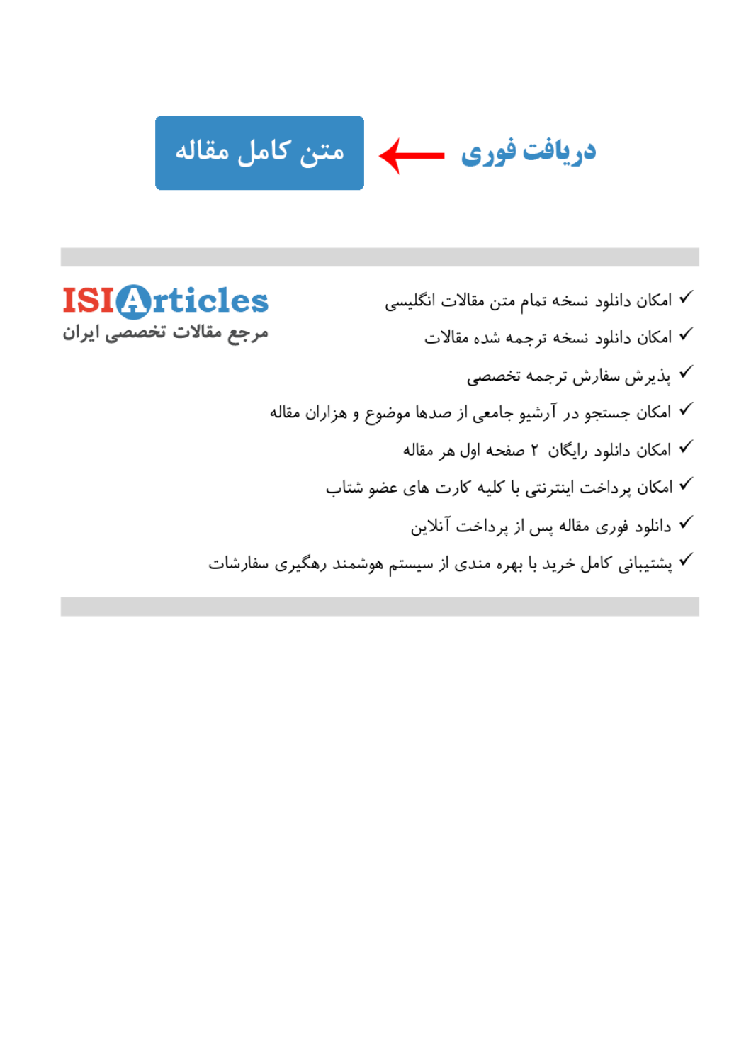دریافت فوری ← **متن کامل مقاله**

**ISIArticles**
مرجع مقالات تخصصی ایران

- ✓ امکان دانلود نسخه تمام متن مقالات انگلیسی
- ✓ امکان دانلود نسخه ترجمه شده مقالات
- ✓ پذیرش سفارش ترجمه تخصصی
- ✓ امکان جستجو در آرشیو جامعی از صدها موضوع و هزاران مقاله
- ✓ امکان دانلود رایگان ۲ صفحه اول هر مقاله
- ✓ امکان پرداخت اینترنتی با کلیه کارت های عضو شتاب
- ✓ دانلود فوری مقاله پس از پرداخت آنلاین
- ✓ پشتیبانی کامل خرید با بهره مندی از سیستم هوشمند رهگیری سفارشات